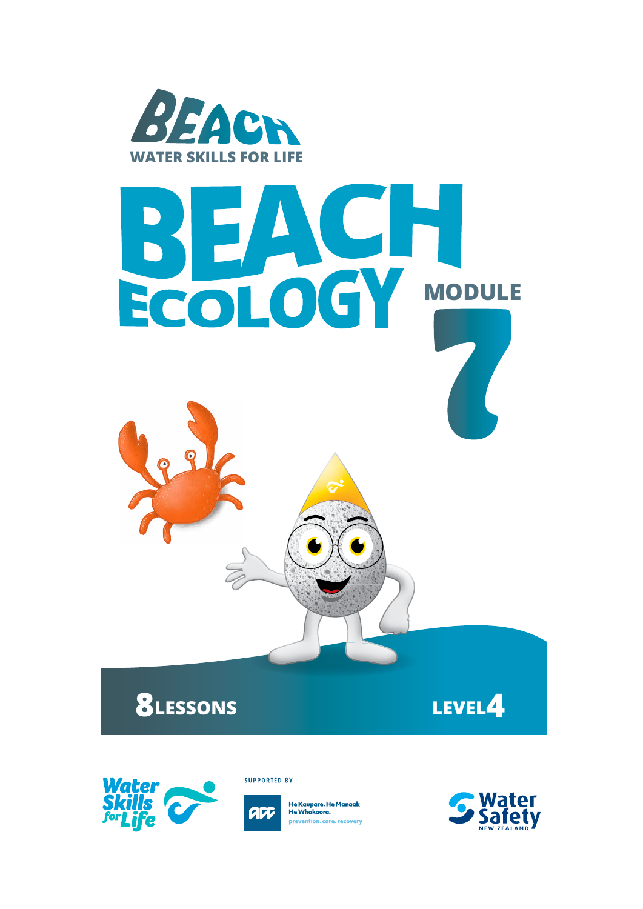BEACH

WATER SKILLS FOR LIFE

# BEACH ECOLOGY

MODULE 7

8 LESSONS

LEVEL 4

Water Skills for Life

SUPPORTED BY

ACC He Kaupare. He Manaaki. He Whakaora. prevention. care. recovery

Water Safety New Zealand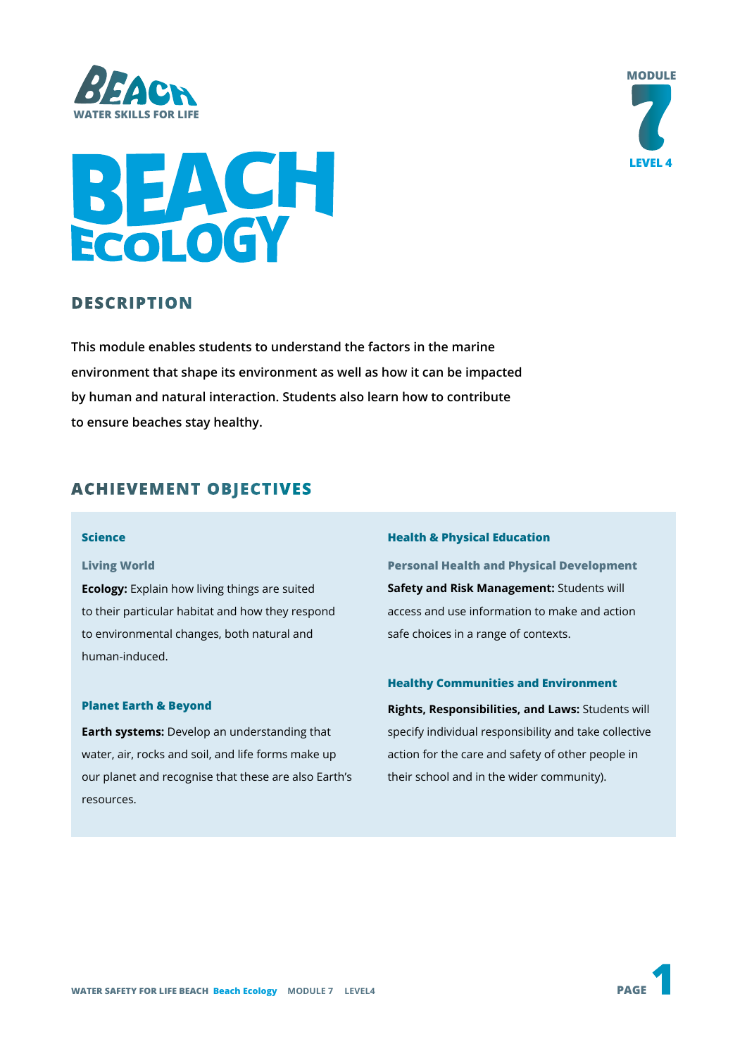BEACH
WATER SKILLS FOR LIFE

MODULE 7
LEVEL 4

# BEACH ECOLOGY

## DESCRIPTION

**This module enables students to understand the factors in the marine environment that shape its environment as well as how it can be impacted by human and natural interaction. Students also learn how to contribute to ensure beaches stay healthy.**

## ACHIEVEMENT OBJECTIVES

### Science

#### Living World

**Ecology:** Explain how living things are suited to their particular habitat and how they respond to environmental changes, both natural and human-induced.

#### Planet Earth & Beyond

**Earth systems:** Develop an understanding that water, air, rocks and soil, and life forms make up our planet and recognise that these are also Earth's resources.

### Health & Physical Education

#### Personal Health and Physical Development

**Safety and Risk Management:** Students will access and use information to make and action safe choices in a range of contexts.

#### Healthy Communities and Environment

**Rights, Responsibilities, and Laws:** Students will specify individual responsibility and take collective action for the care and safety of other people in their school and in the wider community).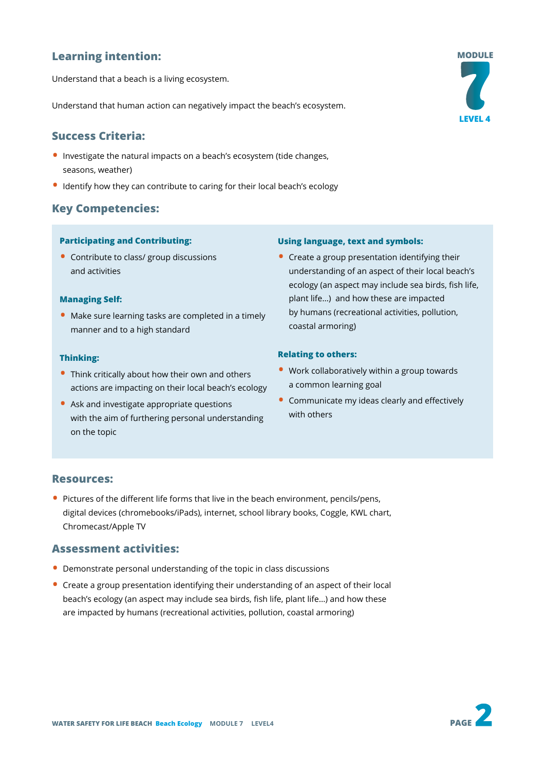## Learning intention:

Understand that a beach is a living ecosystem.

Understand that human action can negatively impact the beach's ecosystem.

MODULE 7 LEVEL 4

## Success Criteria:

- Investigate the natural impacts on a beach's ecosystem (tide changes, seasons, weather)
- Identify how they can contribute to caring for their local beach's ecology

## Key Competencies:

### Participating and Contributing:

- Contribute to class/ group discussions and activities

### Managing Self:

- Make sure learning tasks are completed in a timely manner and to a high standard

### Thinking:

- Think critically about how their own and others actions are impacting on their local beach's ecology
- Ask and investigate appropriate questions with the aim of furthering personal understanding on the topic

### Using language, text and symbols:

- Create a group presentation identifying their understanding of an aspect of their local beach's ecology (an aspect may include sea birds, fish life, plant life...) and how these are impacted by humans (recreational activities, pollution, coastal armoring)

### Relating to others:

- Work collaboratively within a group towards a common learning goal
- Communicate my ideas clearly and effectively with others

## Resources:

- Pictures of the different life forms that live in the beach environment, pencils/pens, digital devices (chromebooks/iPads), internet, school library books, Coggle, KWL chart, Chromecast/Apple TV

## Assessment activities:

- Demonstrate personal understanding of the topic in class discussions
- Create a group presentation identifying their understanding of an aspect of their local beach's ecology (an aspect may include sea birds, fish life, plant life...) and how these are impacted by humans (recreational activities, pollution, coastal armoring)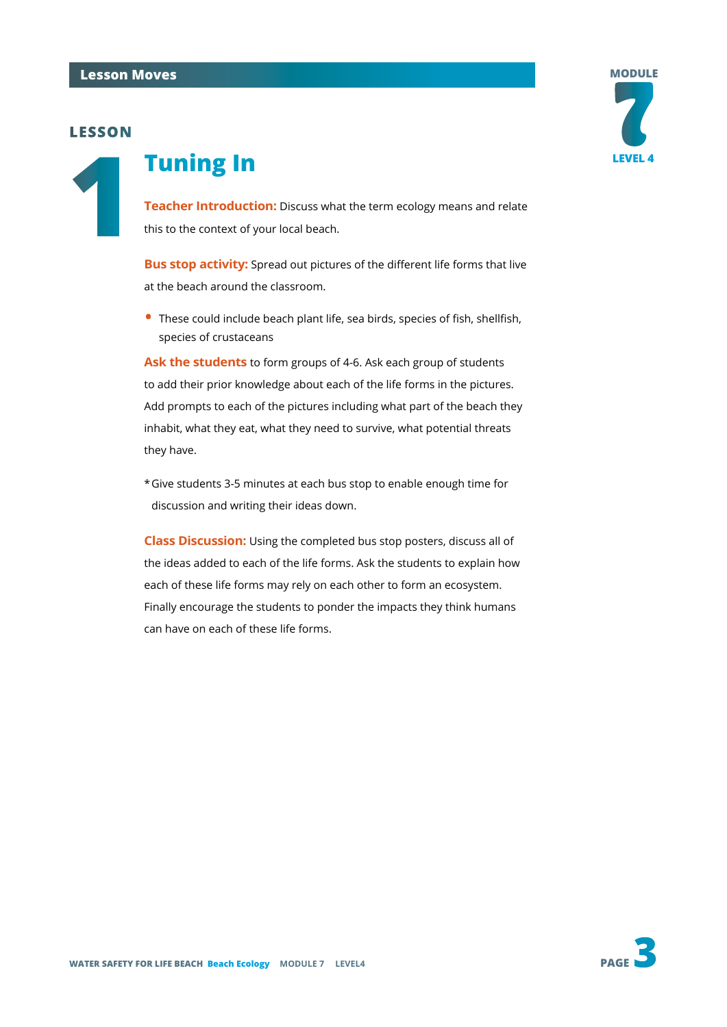## Lesson Moves

MODULE 7 LEVEL 4

# LESSON 1

## Tuning In

**Teacher Introduction:** Discuss what the term ecology means and relate this to the context of your local beach.

**Bus stop activity:** Spread out pictures of the different life forms that live at the beach around the classroom.

- These could include beach plant life, sea birds, species of fish, shellfish, species of crustaceans

**Ask the students** to form groups of 4-6. Ask each group of students to add their prior knowledge about each of the life forms in the pictures. Add prompts to each of the pictures including what part of the beach they inhabit, what they eat, what they need to survive, what potential threats they have.

*Give students 3-5 minutes at each bus stop to enable enough time for discussion and writing their ideas down.

**Class Discussion:** Using the completed bus stop posters, discuss all of the ideas added to each of the life forms. Ask the students to explain how each of these life forms may rely on each other to form an ecosystem. Finally encourage the students to ponder the impacts they think humans can have on each of these life forms.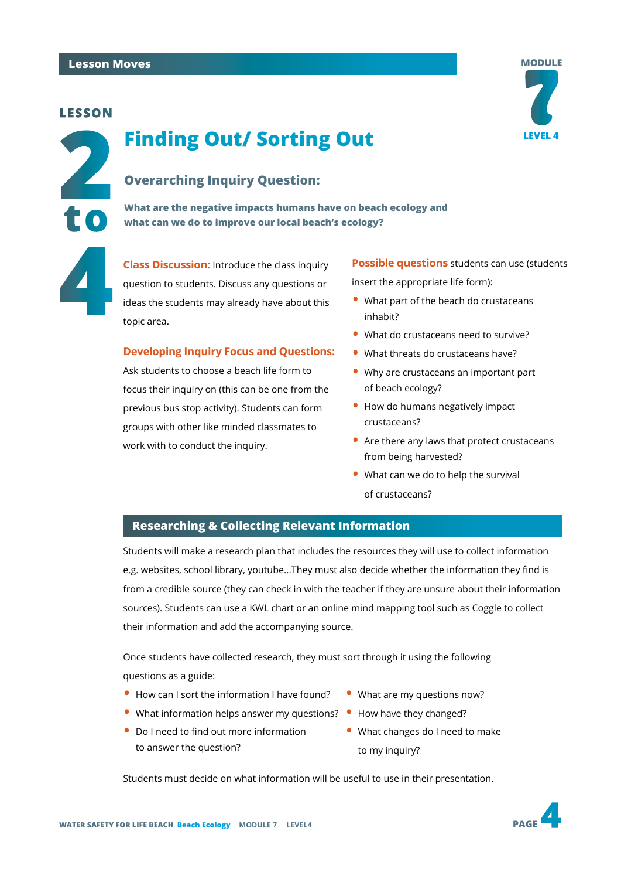Lesson Moves

MODULE 7 LEVEL 4

LESSON 2 to 4

# Finding Out/ Sorting Out

## Overarching Inquiry Question:

**What are the negative impacts humans have on beach ecology and what can we do to improve our local beach's ecology?**

**Class Discussion:** Introduce the class inquiry question to students. Discuss any questions or ideas the students may already have about this topic area.

**Developing Inquiry Focus and Questions:**

Ask students to choose a beach life form to focus their inquiry on (this can be one from the previous bus stop activity). Students can form groups with other like minded classmates to work with to conduct the inquiry.

**Possible questions** students can use (students insert the appropriate life form):

- What part of the beach do crustaceans inhabit?
- What do crustaceans need to survive?
- What threats do crustaceans have?
- Why are crustaceans an important part of beach ecology?
- How do humans negatively impact crustaceans?
- Are there any laws that protect crustaceans from being harvested?
- What can we do to help the survival of crustaceans?

## Researching & Collecting Relevant Information

Students will make a research plan that includes the resources they will use to collect information e.g. websites, school library, youtube...They must also decide whether the information they find is from a credible source (they can check in with the teacher if they are unsure about their information sources). Students can use a KWL chart or an online mind mapping tool such as Coggle to collect their information and add the accompanying source.

Once students have collected research, they must sort through it using the following questions as a guide:

- How can I sort the information I have found?
- What information helps answer my questions?
- Do I need to find out more information to answer the question?
- What are my questions now?
- How have they changed?
- What changes do I need to make to my inquiry?

Students must decide on what information will be useful to use in their presentation.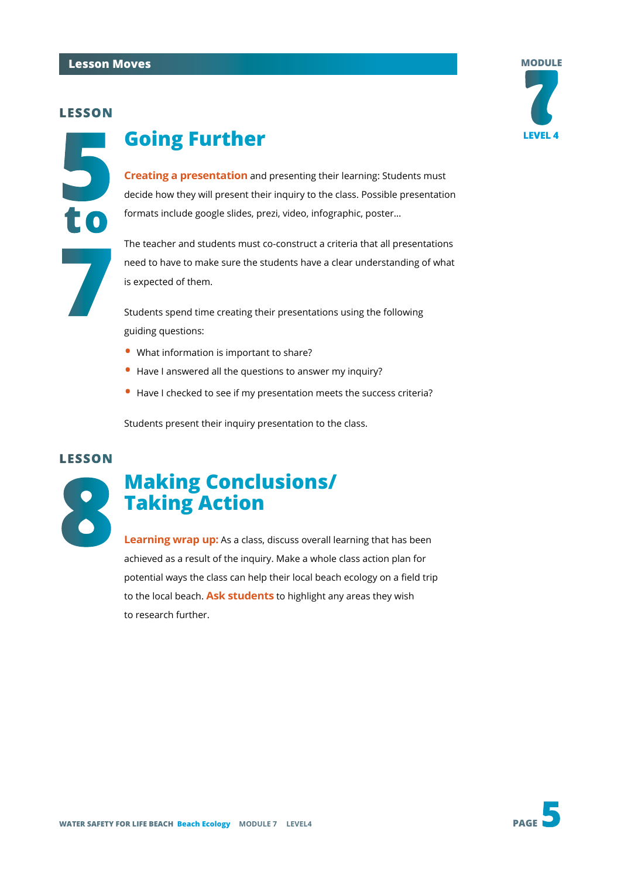## Lesson Moves

### LESSON 5 to 7

## Going Further

**Creating a presentation** and presenting their learning: Students must decide how they will present their inquiry to the class. Possible presentation formats include google slides, prezi, video, infographic, poster...

The teacher and students must co-construct a criteria that all presentations need to have to make sure the students have a clear understanding of what is expected of them.

Students spend time creating their presentations using the following guiding questions:

- What information is important to share?
- Have I answered all the questions to answer my inquiry?
- Have I checked to see if my presentation meets the success criteria?

Students present their inquiry presentation to the class.

### LESSON 8

## Making Conclusions/ Taking Action

**Learning wrap up:** As a class, discuss overall learning that has been achieved as a result of the inquiry. Make a whole class action plan for potential ways the class can help their local beach ecology on a field trip to the local beach. **Ask students** to highlight any areas they wish to research further.